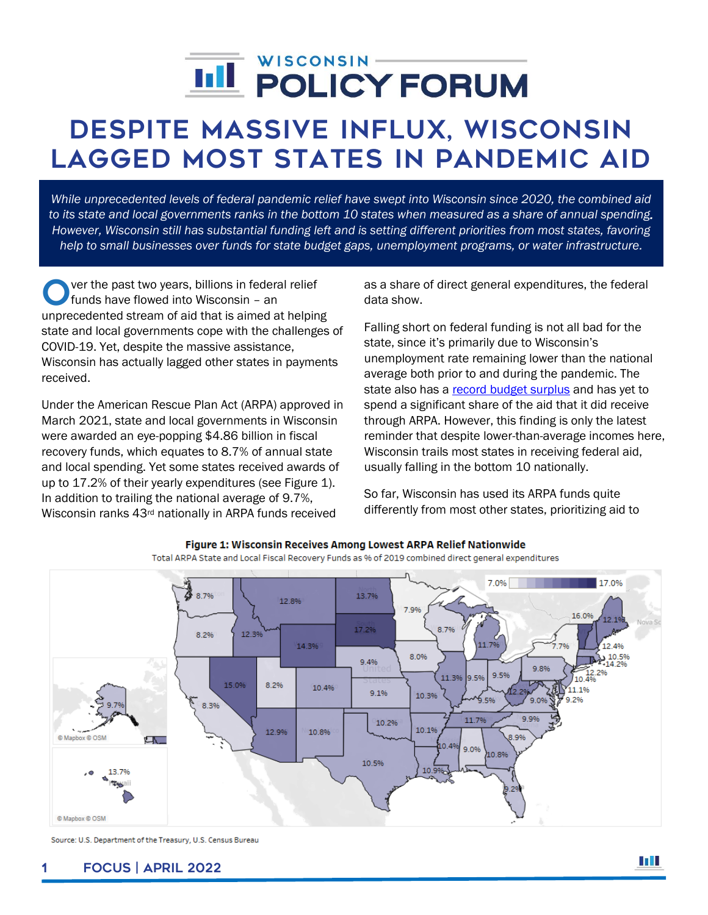# WISCONSIN POLICY FORUM

# DESPITE MASSIVE INFLUX, WISCONSIN LAGGED MOST STATES IN PANDEMIC AID

*While unprecedented levels of federal pandemic relief have swept into Wisconsin since 2020, the combined aid to its state and local governments ranks in the bottom 10 states when measured as a share of annual spending. However, Wisconsin still has substantial funding left and is setting different priorities from most states, favoring help to small businesses over funds for state budget gaps, unemployment programs, or water infrastructure.*

Over the past two years, billions in federal relief funds have flowed into Wisconsin – an unprecedented stream of aid that is aimed at helping state and local governments cope with the challenges of COVID-19. Yet, despite the massive assistance, Wisconsin has actually lagged other states in payments received.

Under the American Rescue Plan Act (ARPA) approved in March 2021, state and local governments in Wisconsin were awarded an eye-popping $4.86 billion in fiscal recovery funds, which equates to 8.7% of annual state and local spending. Yet some states received awards of up to 17.2% of their yearly expenditures (see Figure 1). In addition to trailing the national average of 9.7%, Wisconsin ranks 43rd nationally in ARPA funds received as a share of direct general expenditures, the federal data show.

Falling short on federal funding is not all bad for the state, since it's primarily due to Wisconsin's unemployment rate remaining lower than the national average both prior to and during the pandemic. The state also has a record budget surplus and has yet to spend a significant share of the aid that it did receive through ARPA. However, this finding is only the latest reminder that despite lower-than-average incomes here, Wisconsin trails most states in receiving federal aid, usually falling in the bottom 10 nationally.

So far, Wisconsin has used its ARPA funds quite differently from most other states, prioritizing aid to

**Figure 1: Wisconsin Receives Among Lowest ARPA Relief Nationwide**

Total ARPA State and Local Fiscal Recovery Funds as % of 2019 combined direct general expenditures

Source: U.S. Department of the Treasury, U.S. Census Bureau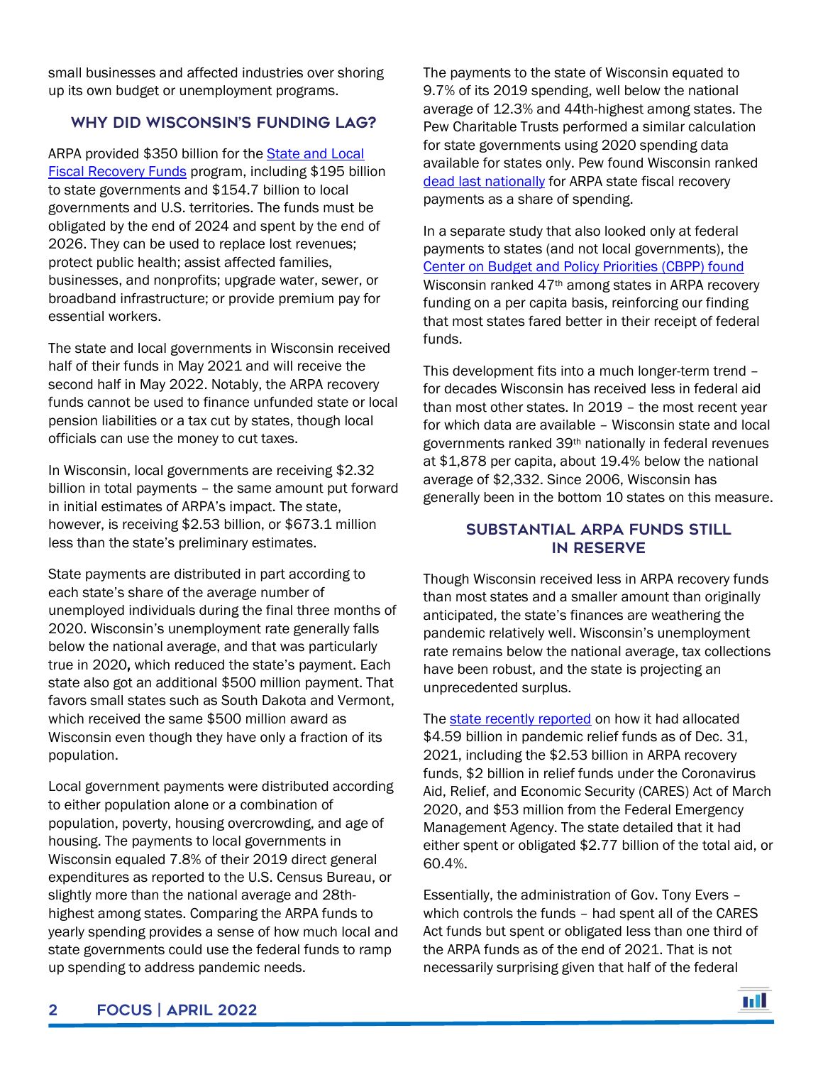small businesses and affected industries over shoring up its own budget or unemployment programs.

## WHY DID WISCONSIN'S FUNDING LAG?

ARPA provided $350 billion for the State and Local Fiscal Recovery Funds program, including $195 billion to state governments and $154.7 billion to local governments and U.S. territories. The funds must be obligated by the end of 2024 and spent by the end of 2026. They can be used to replace lost revenues; protect public health; assist affected families, businesses, and nonprofits; upgrade water, sewer, or broadband infrastructure; or provide premium pay for essential workers.

The state and local governments in Wisconsin received half of their funds in May 2021 and will receive the second half in May 2022. Notably, the ARPA recovery funds cannot be used to finance unfunded state or local pension liabilities or a tax cut by states, though local officials can use the money to cut taxes.

In Wisconsin, local governments are receiving $2.32 billion in total payments – the same amount put forward in initial estimates of ARPA's impact. The state, however, is receiving $2.53 billion, or $673.1 million less than the state's preliminary estimates.

State payments are distributed in part according to each state's share of the average number of unemployed individuals during the final three months of 2020. Wisconsin's unemployment rate generally falls below the national average, and that was particularly true in 2020**,** which reduced the state's payment. Each state also got an additional $500 million payment. That favors small states such as South Dakota and Vermont, which received the same $500 million award as Wisconsin even though they have only a fraction of its population.

Local government payments were distributed according to either population alone or a combination of population, poverty, housing overcrowding, and age of housing. The payments to local governments in Wisconsin equaled 7.8% of their 2019 direct general expenditures as reported to the U.S. Census Bureau, or slightly more than the national average and 28th-highest among states. Comparing the ARPA funds to yearly spending provides a sense of how much local and state governments could use the federal funds to ramp up spending to address pandemic needs.

The payments to the state of Wisconsin equated to 9.7% of its 2019 spending, well below the national average of 12.3% and 44th-highest among states. The Pew Charitable Trusts performed a similar calculation for state governments using 2020 spending data available for states only. Pew found Wisconsin ranked dead last nationally for ARPA state fiscal recovery payments as a share of spending.

In a separate study that also looked only at federal payments to states (and not local governments), the Center on Budget and Policy Priorities (CBPP) found Wisconsin ranked 47th among states in ARPA recovery funding on a per capita basis, reinforcing our finding that most states fared better in their receipt of federal funds.

This development fits into a much longer-term trend – for decades Wisconsin has received less in federal aid than most other states. In 2019 – the most recent year for which data are available – Wisconsin state and local governments ranked 39th nationally in federal revenues at $1,878 per capita, about 19.4% below the national average of $2,332. Since 2006, Wisconsin has generally been in the bottom 10 states on this measure.

## SUBSTANTIAL ARPA FUNDS STILL IN RESERVE

Though Wisconsin received less in ARPA recovery funds than most states and a smaller amount than originally anticipated, the state's finances are weathering the pandemic relatively well. Wisconsin's unemployment rate remains below the national average, tax collections have been robust, and the state is projecting an unprecedented surplus.

The state recently reported on how it had allocated $4.59 billion in pandemic relief funds as of Dec. 31, 2021, including the $2.53 billion in ARPA recovery funds, $2 billion in relief funds under the Coronavirus Aid, Relief, and Economic Security (CARES) Act of March 2020, and $53 million from the Federal Emergency Management Agency. The state detailed that it had either spent or obligated $2.77 billion of the total aid, or 60.4%.

Essentially, the administration of Gov. Tony Evers – which controls the funds – had spent all of the CARES Act funds but spent or obligated less than one third of the ARPA funds as of the end of 2021. That is not necessarily surprising given that half of the federal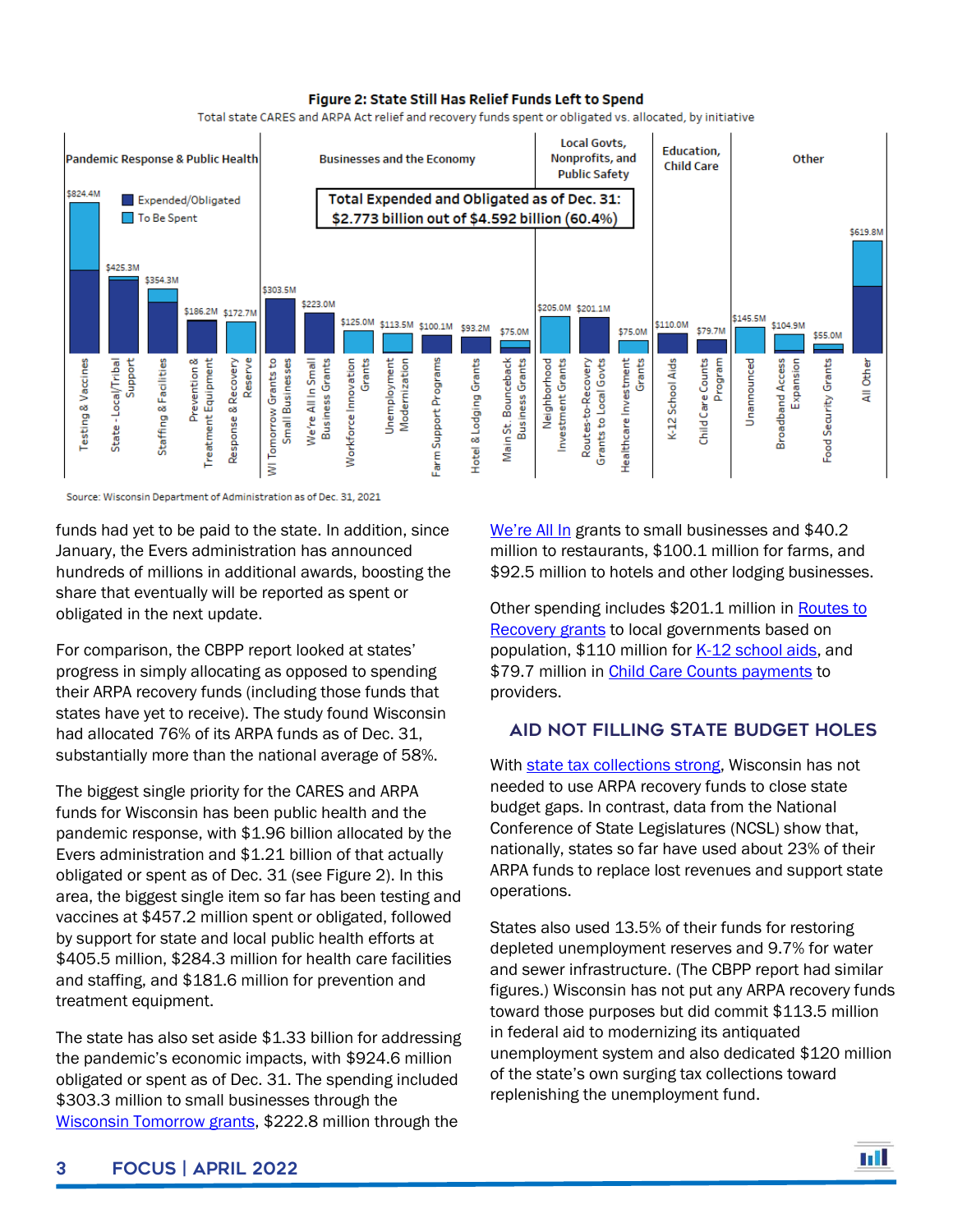**Figure 2: State Still Has Relief Funds Left to Spend**

Total state CARES and ARPA Act relief and recovery funds spent or obligated vs. allocated, by initiative

| Category | Initiative | Total allocated |
|---|---|---|
| Pandemic Response & Public Health | Testing & Vaccines | $824.4M |
| | State - Local/Tribal Support | $425.3M |
| | Staffing & Facilities | $354.3M |
| | Prevention & Treatment Equipment | $186.2M |
| | Response & Recovery Reserve | $172.7M |
| Businesses and the Economy | WI Tomorrow Grants to Small Businesses | $303.5M |
| | We're All In Small Business Grants | $223.0M |
| | Workforce Innovation Grants | $125.0M |
| | Unemployment Modernization | $113.5M |
| | Farm Support Programs | $100.1M |
| | Hotel & Lodging Grants | $93.2M |
| | Main St. Bounceback Business Grants | $75.0M |
| Local Govts, Nonprofits, and Public Safety | Neighborhood Investment Grants | $205.0M |
| | Routes-to-Recovery Grants to Local Govts | $201.1M |
| | Healthcare Investment Grants | $75.0M |
| Education, Child Care | K-12 School Aids | $110.0M |
| | Child Care Counts Program | $79.7M |
| Other | Unannounced | $145.5M |
| | Broadband Access Expansion | $104.9M |
| | Food Security Grants | $55.0M |
| | All Other | $619.8M |

Legend: Expended/Obligated; To Be Spent

**Total Expended and Obligated as of Dec. 31: $2.773 billion out of $4.592 billion (60.4%)**

Source: Wisconsin Department of Administration as of Dec. 31, 2021

funds had yet to be paid to the state. In addition, since January, the Evers administration has announced hundreds of millions in additional awards, boosting the share that eventually will be reported as spent or obligated in the next update.

For comparison, the CBPP report looked at states' progress in simply allocating as opposed to spending their ARPA recovery funds (including those funds that states have yet to receive). The study found Wisconsin had allocated 76% of its ARPA funds as of Dec. 31, substantially more than the national average of 58%.

The biggest single priority for the CARES and ARPA funds for Wisconsin has been public health and the pandemic response, with $1.96 billion allocated by the Evers administration and $1.21 billion of that actually obligated or spent as of Dec. 31 (see Figure 2). In this area, the biggest single item so far has been testing and vaccines at $457.2 million spent or obligated, followed by support for state and local public health efforts at $405.5 million, $284.3 million for health care facilities and staffing, and $181.6 million for prevention and treatment equipment.

The state has also set aside $1.33 billion for addressing the pandemic's economic impacts, with $924.6 million obligated or spent as of Dec. 31. The spending included $303.3 million to small businesses through the Wisconsin Tomorrow grants, $222.8 million through the We're All In grants to small businesses and $40.2 million to restaurants, $100.1 million for farms, and $92.5 million to hotels and other lodging businesses.

Other spending includes $201.1 million in Routes to Recovery grants to local governments based on population, $110 million for K-12 school aids, and $79.7 million in Child Care Counts payments to providers.

## AID NOT FILLING STATE BUDGET HOLES

With state tax collections strong, Wisconsin has not needed to use ARPA recovery funds to close state budget gaps. In contrast, data from the National Conference of State Legislatures (NCSL) show that, nationally, states so far have used about 23% of their ARPA funds to replace lost revenues and support state operations.

States also used 13.5% of their funds for restoring depleted unemployment reserves and 9.7% for water and sewer infrastructure. (The CBPP report had similar figures.) Wisconsin has not put any ARPA recovery funds toward those purposes but did commit $113.5 million in federal aid to modernizing its antiquated unemployment system and also dedicated $120 million of the state's own surging tax collections toward replenishing the unemployment fund.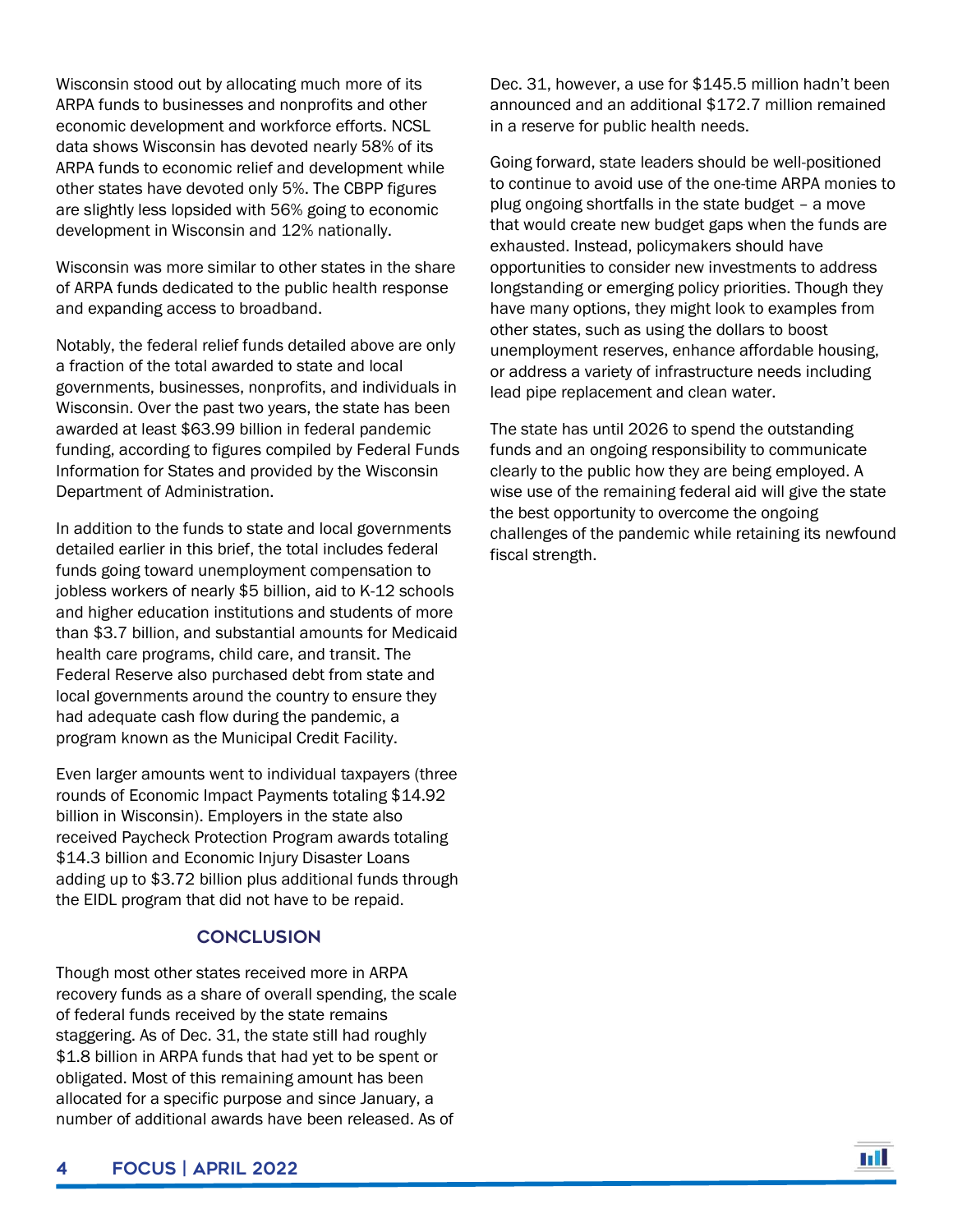Wisconsin stood out by allocating much more of its ARPA funds to businesses and nonprofits and other economic development and workforce efforts. NCSL data shows Wisconsin has devoted nearly 58% of its ARPA funds to economic relief and development while other states have devoted only 5%. The CBPP figures are slightly less lopsided with 56% going to economic development in Wisconsin and 12% nationally.

Wisconsin was more similar to other states in the share of ARPA funds dedicated to the public health response and expanding access to broadband.

Notably, the federal relief funds detailed above are only a fraction of the total awarded to state and local governments, businesses, nonprofits, and individuals in Wisconsin. Over the past two years, the state has been awarded at least $63.99 billion in federal pandemic funding, according to figures compiled by Federal Funds Information for States and provided by the Wisconsin Department of Administration.

In addition to the funds to state and local governments detailed earlier in this brief, the total includes federal funds going toward unemployment compensation to jobless workers of nearly $5 billion, aid to K-12 schools and higher education institutions and students of more than $3.7 billion, and substantial amounts for Medicaid health care programs, child care, and transit. The Federal Reserve also purchased debt from state and local governments around the country to ensure they had adequate cash flow during the pandemic, a program known as the Municipal Credit Facility.

Even larger amounts went to individual taxpayers (three rounds of Economic Impact Payments totaling $14.92 billion in Wisconsin). Employers in the state also received Paycheck Protection Program awards totaling $14.3 billion and Economic Injury Disaster Loans adding up to $3.72 billion plus additional funds through the EIDL program that did not have to be repaid.

## CONCLUSION

Though most other states received more in ARPA recovery funds as a share of overall spending, the scale of federal funds received by the state remains staggering. As of Dec. 31, the state still had roughly $1.8 billion in ARPA funds that had yet to be spent or obligated. Most of this remaining amount has been allocated for a specific purpose and since January, a number of additional awards have been released. As of Dec. 31, however, a use for $145.5 million hadn't been announced and an additional $172.7 million remained in a reserve for public health needs.

Going forward, state leaders should be well-positioned to continue to avoid use of the one-time ARPA monies to plug ongoing shortfalls in the state budget – a move that would create new budget gaps when the funds are exhausted. Instead, policymakers should have opportunities to consider new investments to address longstanding or emerging policy priorities. Though they have many options, they might look to examples from other states, such as using the dollars to boost unemployment reserves, enhance affordable housing, or address a variety of infrastructure needs including lead pipe replacement and clean water.

The state has until 2026 to spend the outstanding funds and an ongoing responsibility to communicate clearly to the public how they are being employed. A wise use of the remaining federal aid will give the state the best opportunity to overcome the ongoing challenges of the pandemic while retaining its newfound fiscal strength.